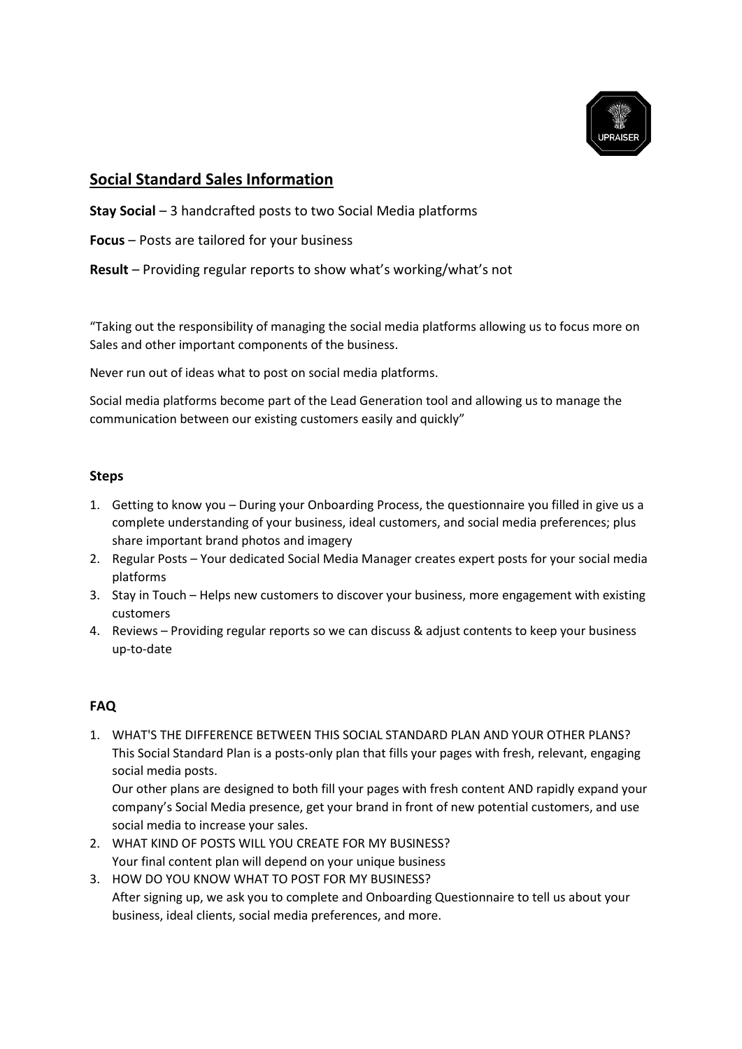UPRAISER

## Social Standard Sales Information

**Stay Social** – 3 handcrafted posts to two Social Media platforms

**Focus** – Posts are tailored for your business

**Result** – Providing regular reports to show what's working/what's not

"Taking out the responsibility of managing the social media platforms allowing us to focus more on Sales and other important components of the business.

Never run out of ideas what to post on social media platforms.

Social media platforms become part of the Lead Generation tool and allowing us to manage the communication between our existing customers easily and quickly"

### Steps

1. Getting to know you – During your Onboarding Process, the questionnaire you filled in give us a complete understanding of your business, ideal customers, and social media preferences; plus share important brand photos and imagery
2. Regular Posts – Your dedicated Social Media Manager creates expert posts for your social media platforms
3. Stay in Touch – Helps new customers to discover your business, more engagement with existing customers
4. Reviews – Providing regular reports so we can discuss & adjust contents to keep your business up-to-date

### FAQ

1. WHAT'S THE DIFFERENCE BETWEEN THIS SOCIAL STANDARD PLAN AND YOUR OTHER PLANS?
   This Social Standard Plan is a posts-only plan that fills your pages with fresh, relevant, engaging social media posts.
   Our other plans are designed to both fill your pages with fresh content AND rapidly expand your company's Social Media presence, get your brand in front of new potential customers, and use social media to increase your sales.
2. WHAT KIND OF POSTS WILL YOU CREATE FOR MY BUSINESS?
   Your final content plan will depend on your unique business
3. HOW DO YOU KNOW WHAT TO POST FOR MY BUSINESS?
   After signing up, we ask you to complete and Onboarding Questionnaire to tell us about your business, ideal clients, social media preferences, and more.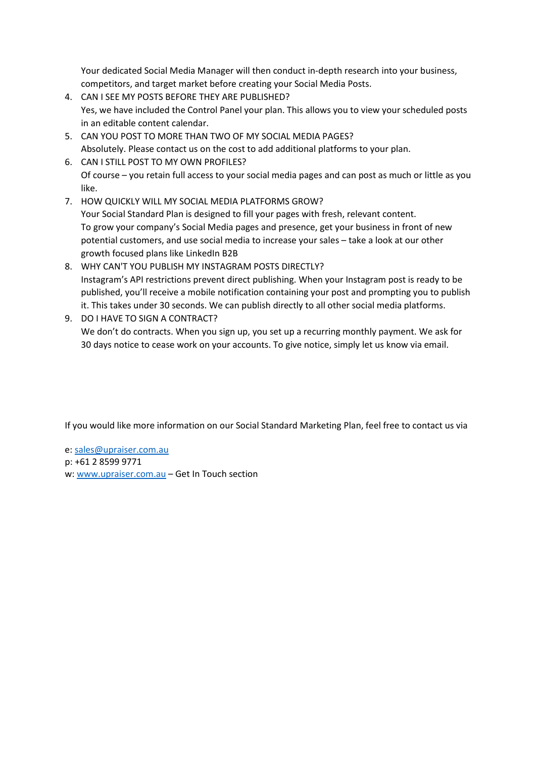Your dedicated Social Media Manager will then conduct in-depth research into your business, competitors, and target market before creating your Social Media Posts.

4. CAN I SEE MY POSTS BEFORE THEY ARE PUBLISHED?
   Yes, we have included the Control Panel your plan. This allows you to view your scheduled posts in an editable content calendar.
5. CAN YOU POST TO MORE THAN TWO OF MY SOCIAL MEDIA PAGES?
   Absolutely. Please contact us on the cost to add additional platforms to your plan.
6. CAN I STILL POST TO MY OWN PROFILES?
   Of course – you retain full access to your social media pages and can post as much or little as you like.
7. HOW QUICKLY WILL MY SOCIAL MEDIA PLATFORMS GROW?
   Your Social Standard Plan is designed to fill your pages with fresh, relevant content.
   To grow your company's Social Media pages and presence, get your business in front of new potential customers, and use social media to increase your sales – take a look at our other growth focused plans like LinkedIn B2B
8. WHY CAN'T YOU PUBLISH MY INSTAGRAM POSTS DIRECTLY?
   Instagram's API restrictions prevent direct publishing. When your Instagram post is ready to be published, you'll receive a mobile notification containing your post and prompting you to publish it. This takes under 30 seconds. We can publish directly to all other social media platforms.
9. DO I HAVE TO SIGN A CONTRACT?
   We don't do contracts. When you sign up, you set up a recurring monthly payment. We ask for 30 days notice to cease work on your accounts. To give notice, simply let us know via email.

If you would like more information on our Social Standard Marketing Plan, feel free to contact us via

e: [sales@upraiser.com.au](mailto:sales@upraiser.com.au)
p: +61 2 8599 9771
w: [www.upraiser.com.au](http://www.upraiser.com.au) – Get In Touch section